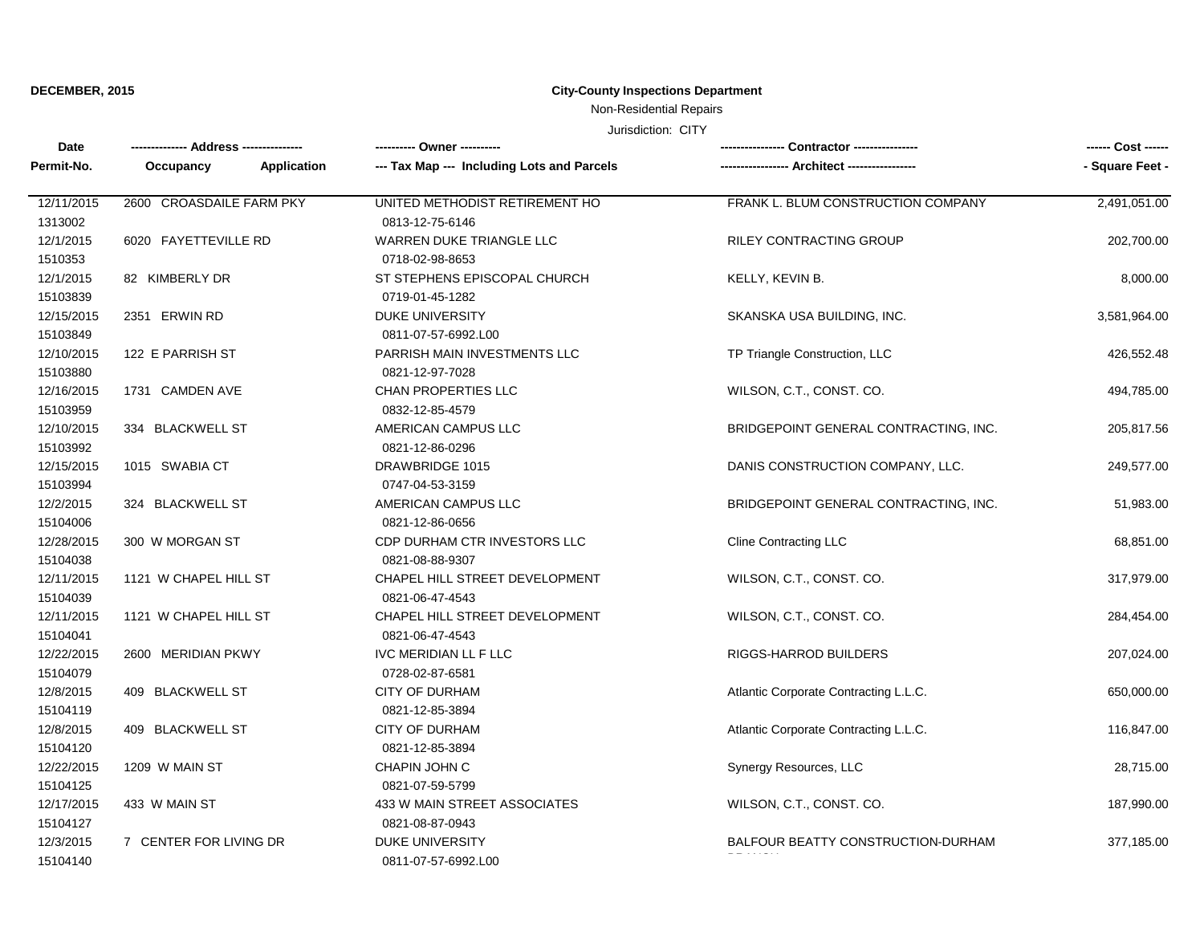**DECEMBER, 2015**

**City-County Inspections Department**

Non-Residential Repairs

Jurisdiction: CITY

| Date<br>Permit-No. | -------------- Address --------------<br>Occupancy Application | ---------- Owner ----------<br>--- Tax Map --- Including Lots and Parcels | ---------------- Contractor ----------------<br>----------------- Architect ----------------- | ------ Cost ------<br>- Square Feet - |
|---|---|---|---|---|
| 12/11/2015<br>1313002 | 2600 CROASDAILE FARM PKY | UNITED METHODIST RETIREMENT HO<br>0813-12-75-6146 | FRANK L. BLUM CONSTRUCTION COMPANY | 2,491,051.00 |
| 12/1/2015<br>1510353 | 6020 FAYETTEVILLE RD | WARREN DUKE TRIANGLE LLC<br>0718-02-98-8653 | RILEY CONTRACTING GROUP | 202,700.00 |
| 12/1/2015<br>15103839 | 82 KIMBERLY DR | ST STEPHENS EPISCOPAL CHURCH<br>0719-01-45-1282 | KELLY, KEVIN B. | 8,000.00 |
| 12/15/2015<br>15103849 | 2351 ERWIN RD | DUKE UNIVERSITY<br>0811-07-57-6992.L00 | SKANSKA USA BUILDING, INC. | 3,581,964.00 |
| 12/10/2015<br>15103880 | 122 E PARRISH ST | PARRISH MAIN INVESTMENTS LLC<br>0821-12-97-7028 | TP Triangle Construction, LLC | 426,552.48 |
| 12/16/2015<br>15103959 | 1731 CAMDEN AVE | CHAN PROPERTIES LLC<br>0832-12-85-4579 | WILSON, C.T., CONST. CO. | 494,785.00 |
| 12/10/2015<br>15103992 | 334 BLACKWELL ST | AMERICAN CAMPUS LLC<br>0821-12-86-0296 | BRIDGEPOINT GENERAL CONTRACTING, INC. | 205,817.56 |
| 12/15/2015<br>15103994 | 1015 SWABIA CT | DRAWBRIDGE 1015<br>0747-04-53-3159 | DANIS CONSTRUCTION COMPANY, LLC. | 249,577.00 |
| 12/2/2015<br>15104006 | 324 BLACKWELL ST | AMERICAN CAMPUS LLC<br>0821-12-86-0656 | BRIDGEPOINT GENERAL CONTRACTING, INC. | 51,983.00 |
| 12/28/2015<br>15104038 | 300 W MORGAN ST | CDP DURHAM CTR INVESTORS LLC<br>0821-08-88-9307 | Cline Contracting LLC | 68,851.00 |
| 12/11/2015<br>15104039 | 1121 W CHAPEL HILL ST | CHAPEL HILL STREET DEVELOPMENT<br>0821-06-47-4543 | WILSON, C.T., CONST. CO. | 317,979.00 |
| 12/11/2015<br>15104041 | 1121 W CHAPEL HILL ST | CHAPEL HILL STREET DEVELOPMENT<br>0821-06-47-4543 | WILSON, C.T., CONST. CO. | 284,454.00 |
| 12/22/2015<br>15104079 | 2600 MERIDIAN PKWY | IVC MERIDIAN LL F LLC<br>0728-02-87-6581 | RIGGS-HARROD BUILDERS | 207,024.00 |
| 12/8/2015<br>15104119 | 409 BLACKWELL ST | CITY OF DURHAM<br>0821-12-85-3894 | Atlantic Corporate Contracting L.L.C. | 650,000.00 |
| 12/8/2015<br>15104120 | 409 BLACKWELL ST | CITY OF DURHAM<br>0821-12-85-3894 | Atlantic Corporate Contracting L.L.C. | 116,847.00 |
| 12/22/2015<br>15104125 | 1209 W MAIN ST | CHAPIN JOHN C<br>0821-07-59-5799 | Synergy Resources, LLC | 28,715.00 |
| 12/17/2015<br>15104127 | 433 W MAIN ST | 433 W MAIN STREET ASSOCIATES<br>0821-08-87-0943 | WILSON, C.T., CONST. CO. | 187,990.00 |
| 12/3/2015<br>15104140 | 7 CENTER FOR LIVING DR | DUKE UNIVERSITY<br>0811-07-57-6992.L00 | BALFOUR BEATTY CONSTRUCTION-DURHAM | 377,185.00 |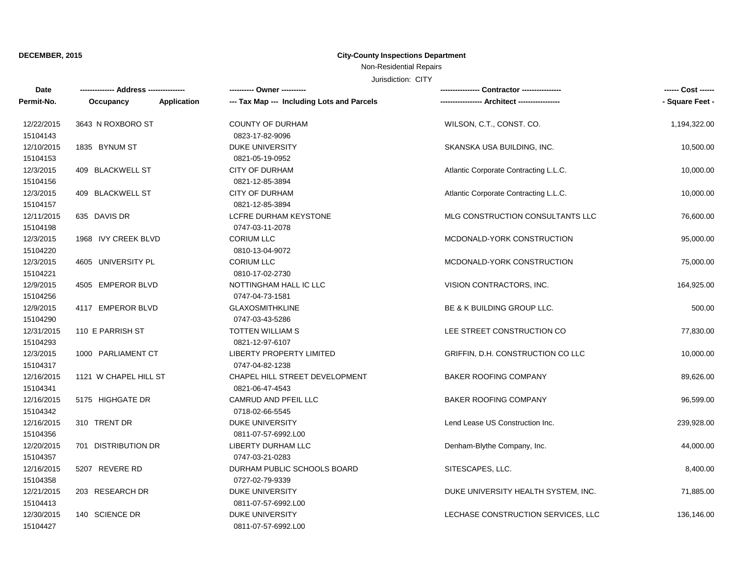**DECEMBER, 2015**

**City-County Inspections Department**

Non-Residential Repairs

Jurisdiction: CITY

| Date<br>Permit-No. | Address<br>Occupancy / Application | Owner<br>Tax Map --- Including Lots and Parcels | Contractor<br>Architect | Cost<br>Square Feet |
|---|---|---|---|---|
| 12/22/2015<br>15104143 | 3643 N ROXBORO ST | COUNTY OF DURHAM<br>0823-17-82-9096 | WILSON, C.T., CONST. CO. | 1,194,322.00 |
| 12/10/2015<br>15104153 | 1835 BYNUM ST | DUKE UNIVERSITY<br>0821-05-19-0952 | SKANSKA USA BUILDING, INC. | 10,500.00 |
| 12/3/2015<br>15104156 | 409 BLACKWELL ST | CITY OF DURHAM<br>0821-12-85-3894 | Atlantic Corporate Contracting L.L.C. | 10,000.00 |
| 12/3/2015<br>15104157 | 409 BLACKWELL ST | CITY OF DURHAM<br>0821-12-85-3894 | Atlantic Corporate Contracting L.L.C. | 10,000.00 |
| 12/11/2015<br>15104198 | 635 DAVIS DR | LCFRE DURHAM KEYSTONE<br>0747-03-11-2078 | MLG CONSTRUCTION CONSULTANTS LLC | 76,600.00 |
| 12/3/2015<br>15104220 | 1968 IVY CREEK BLVD | CORIUM LLC<br>0810-13-04-9072 | MCDONALD-YORK CONSTRUCTION | 95,000.00 |
| 12/3/2015<br>15104221 | 4605 UNIVERSITY PL | CORIUM LLC<br>0810-17-02-2730 | MCDONALD-YORK CONSTRUCTION | 75,000.00 |
| 12/9/2015<br>15104256 | 4505 EMPEROR BLVD | NOTTINGHAM HALL IC LLC<br>0747-04-73-1581 | VISION CONTRACTORS, INC. | 164,925.00 |
| 12/9/2015<br>15104290 | 4117 EMPEROR BLVD | GLAXOSMITHKLINE<br>0747-03-43-5286 | BE & K BUILDING GROUP LLC. | 500.00 |
| 12/31/2015<br>15104293 | 110 E PARRISH ST | TOTTEN WILLIAM S<br>0821-12-97-6107 | LEE STREET CONSTRUCTION CO | 77,830.00 |
| 12/3/2015<br>15104317 | 1000 PARLIAMENT CT | LIBERTY PROPERTY LIMITED<br>0747-04-82-1238 | GRIFFIN, D.H. CONSTRUCTION CO LLC | 10,000.00 |
| 12/16/2015<br>15104341 | 1121 W CHAPEL HILL ST | CHAPEL HILL STREET DEVELOPMENT<br>0821-06-47-4543 | BAKER ROOFING COMPANY | 89,626.00 |
| 12/16/2015<br>15104342 | 5175 HIGHGATE DR | CAMRUD AND PFEIL LLC<br>0718-02-66-5545 | BAKER ROOFING COMPANY | 96,599.00 |
| 12/16/2015<br>15104356 | 310 TRENT DR | DUKE UNIVERSITY<br>0811-07-57-6992.L00 | Lend Lease US Construction Inc. | 239,928.00 |
| 12/20/2015<br>15104357 | 701 DISTRIBUTION DR | LIBERTY DURHAM LLC<br>0747-03-21-0283 | Denham-Blythe Company, Inc. | 44,000.00 |
| 12/16/2015<br>15104358 | 5207 REVERE RD | DURHAM PUBLIC SCHOOLS BOARD<br>0727-02-79-9339 | SITESCAPES, LLC. | 8,400.00 |
| 12/21/2015<br>15104413 | 203 RESEARCH DR | DUKE UNIVERSITY<br>0811-07-57-6992.L00 | DUKE UNIVERSITY HEALTH SYSTEM, INC. | 71,885.00 |
| 12/30/2015<br>15104427 | 140 SCIENCE DR | DUKE UNIVERSITY<br>0811-07-57-6992.L00 | LECHASE CONSTRUCTION SERVICES, LLC | 136,146.00 |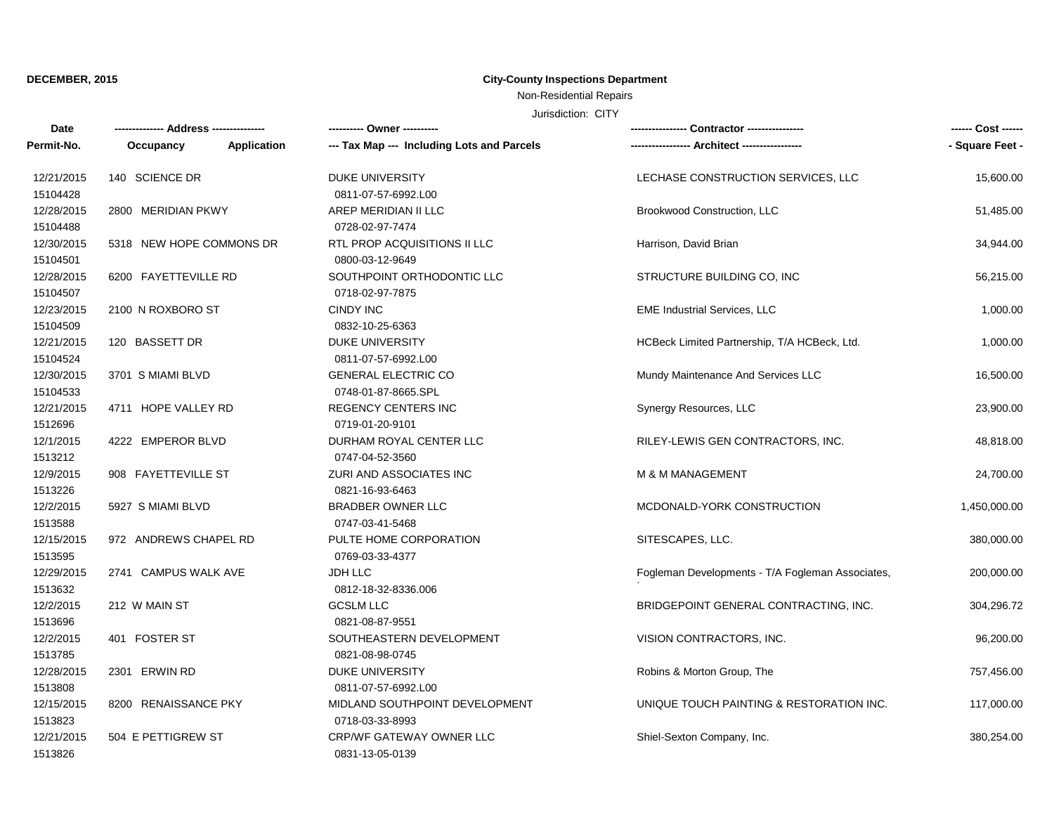**DECEMBER, 2015**

**City-County Inspections Department**

Non-Residential Repairs

Jurisdiction: CITY

| Date<br>Permit-No. | Address<br>Occupancy / Application | Owner<br>Tax Map --- Including Lots and Parcels | Contractor<br>Architect | Cost<br>Square Feet |
|---|---|---|---|---|
| 12/21/2015<br>15104428 | 140 SCIENCE DR | DUKE UNIVERSITY<br>0811-07-57-6992.L00 | LECHASE CONSTRUCTION SERVICES, LLC | 15,600.00 |
| 12/28/2015<br>15104488 | 2800 MERIDIAN PKWY | AREP MERIDIAN II LLC<br>0728-02-97-7474 | Brookwood Construction, LLC | 51,485.00 |
| 12/30/2015<br>15104501 | 5318 NEW HOPE COMMONS DR | RTL PROP ACQUISITIONS II LLC<br>0800-03-12-9649 | Harrison, David Brian | 34,944.00 |
| 12/28/2015<br>15104507 | 6200 FAYETTEVILLE RD | SOUTHPOINT ORTHODONTIC LLC<br>0718-02-97-7875 | STRUCTURE BUILDING CO, INC | 56,215.00 |
| 12/23/2015<br>15104509 | 2100 N ROXBORO ST | CINDY INC<br>0832-10-25-6363 | EME Industrial Services, LLC | 1,000.00 |
| 12/21/2015<br>15104524 | 120 BASSETT DR | DUKE UNIVERSITY<br>0811-07-57-6992.L00 | HCBeck Limited Partnership, T/A HCBeck, Ltd. | 1,000.00 |
| 12/30/2015<br>15104533 | 3701 S MIAMI BLVD | GENERAL ELECTRIC CO<br>0748-01-87-8665.SPL | Mundy Maintenance And Services LLC | 16,500.00 |
| 12/21/2015<br>1512696 | 4711 HOPE VALLEY RD | REGENCY CENTERS INC<br>0719-01-20-9101 | Synergy Resources, LLC | 23,900.00 |
| 12/1/2015<br>1513212 | 4222 EMPEROR BLVD | DURHAM ROYAL CENTER LLC<br>0747-04-52-3560 | RILEY-LEWIS GEN CONTRACTORS, INC. | 48,818.00 |
| 12/9/2015<br>1513226 | 908 FAYETTEVILLE ST | ZURI AND ASSOCIATES INC<br>0821-16-93-6463 | M & M MANAGEMENT | 24,700.00 |
| 12/2/2015<br>1513588 | 5927 S MIAMI BLVD | BRADBER OWNER LLC<br>0747-03-41-5468 | MCDONALD-YORK CONSTRUCTION | 1,450,000.00 |
| 12/15/2015<br>1513595 | 972 ANDREWS CHAPEL RD | PULTE HOME CORPORATION<br>0769-03-33-4377 | SITESCAPES, LLC. | 380,000.00 |
| 12/29/2015<br>1513632 | 2741 CAMPUS WALK AVE | JDH LLC<br>0812-18-32-8336.006 | Fogleman Developments - T/A Fogleman Associates, | 200,000.00 |
| 12/2/2015<br>1513696 | 212 W MAIN ST | GCSLM LLC<br>0821-08-87-9551 | BRIDGEPOINT GENERAL CONTRACTING, INC. | 304,296.72 |
| 12/2/2015<br>1513785 | 401 FOSTER ST | SOUTHEASTERN DEVELOPMENT<br>0821-08-98-0745 | VISION CONTRACTORS, INC. | 96,200.00 |
| 12/28/2015<br>1513808 | 2301 ERWIN RD | DUKE UNIVERSITY<br>0811-07-57-6992.L00 | Robins & Morton Group, The | 757,456.00 |
| 12/15/2015<br>1513823 | 8200 RENAISSANCE PKY | MIDLAND SOUTHPOINT DEVELOPMENT<br>0718-03-33-8993 | UNIQUE TOUCH PAINTING & RESTORATION INC. | 117,000.00 |
| 12/21/2015<br>1513826 | 504 E PETTIGREW ST | CRP/WF GATEWAY OWNER LLC<br>0831-13-05-0139 | Shiel-Sexton Company, Inc. | 380,254.00 |